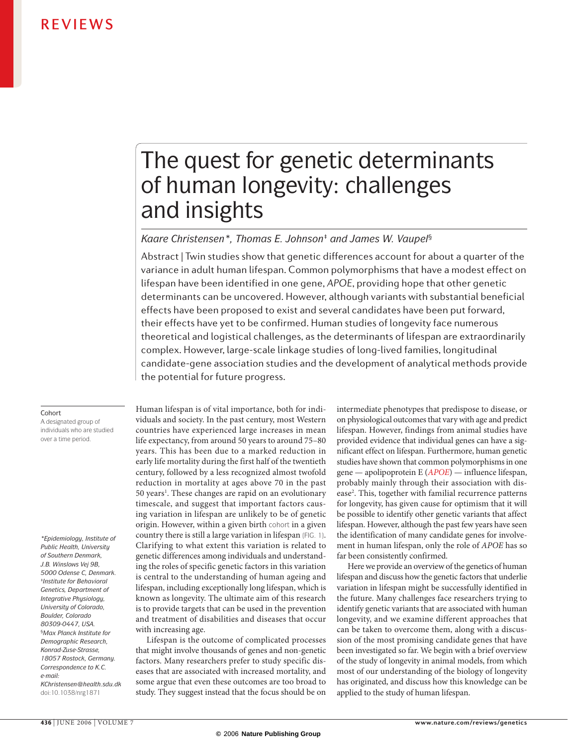# The quest for genetic determinants of human longevity: challenges and insights

*Kaare Christensen\*, Thomas E. Johnson‡ and James W. Vaupel§*

Abstract | Twin studies show that genetic differences account for about a quarter of the variance in adult human lifespan. Common polymorphisms that have a modest effect on lifespan have been identified in one gene, *APOE*, providing hope that other genetic determinants can be uncovered. However, although variants with substantial beneficial effects have been proposed to exist and several candidates have been put forward, their effects have yet to be confirmed. Human studies of longevity face numerous theoretical and logistical challenges, as the determinants of lifespan are extraordinarily complex. However, large-scale linkage studies of long-lived families, longitudinal candidate-gene association studies and the development of analytical methods provide the potential for future progress.

Cohort
A designated group of individuals who are studied over a time period.

Human lifespan is of vital importance, both for individuals and society. In the past century, most Western countries have experienced large increases in mean life expectancy, from around 50 years to around 75–80 years. This has been due to a marked reduction in early life mortality during the first half of the twentieth century, followed by a less recognized almost twofold reduction in mortality at ages above 70 in the past 50 years[1]. These changes are rapid on an evolutionary timescale, and suggest that important factors causing variation in lifespan are unlikely to be of genetic origin. However, within a given birth cohort in a given country there is still a large variation in lifespan (FIG. 1). Clarifying to what extent this variation is related to genetic differences among individuals and understanding the roles of specific genetic factors in this variation is central to the understanding of human ageing and lifespan, including exceptionally long lifespan, which is known as longevity. The ultimate aim of this research is to provide targets that can be used in the prevention and treatment of disabilities and diseases that occur with increasing age.

Lifespan is the outcome of complicated processes that might involve thousands of genes and non-genetic factors. Many researchers prefer to study specific diseases that are associated with increased mortality, and some argue that even these outcomes are too broad to study. They suggest instead that the focus should be on intermediate phenotypes that predispose to disease, or on physiological outcomes that vary with age and predict lifespan. However, findings from animal studies have provided evidence that individual genes can have a significant effect on lifespan. Furthermore, human genetic studies have shown that common polymorphisms in one gene — apolipoprotein E (*APOE*) — influence lifespan, probably mainly through their association with disease[2]. This, together with familial recurrence patterns for longevity, has given cause for optimism that it will be possible to identify other genetic variants that affect lifespan. However, although the past few years have seen the identification of many candidate genes for involvement in human lifespan, only the role of *APOE* has so far been consistently confirmed.

Here we provide an overview of the genetics of human lifespan and discuss how the genetic factors that underlie variation in lifespan might be successfully identified in the future. Many challenges face researchers trying to identify genetic variants that are associated with human longevity, and we examine different approaches that can be taken to overcome them, along with a discussion of the most promising candidate genes that have been investigated so far. We begin with a brief overview of the study of longevity in animal models, from which most of our understanding of the biology of longevity has originated, and discuss how this knowledge can be applied to the study of human lifespan.

*\*Epidemiology, Institute of Public Health, University of Southern Denmark, J.B. Winslows Vej 9B, 5000 Odense C, Denmark.
‡Institute for Behavioral Genetics, Department of Integrative Physiology, University of Colorado, Boulder, Colorado 80309-0447, USA.
§Max Planck Institute for Demographic Research, Konrad-Zuse-Strasse, 18057 Rostock, Germany.
Correspondence to K.C.
e-mail: KChristensen@health.sdu.dk*
doi:10.1038/nrg1871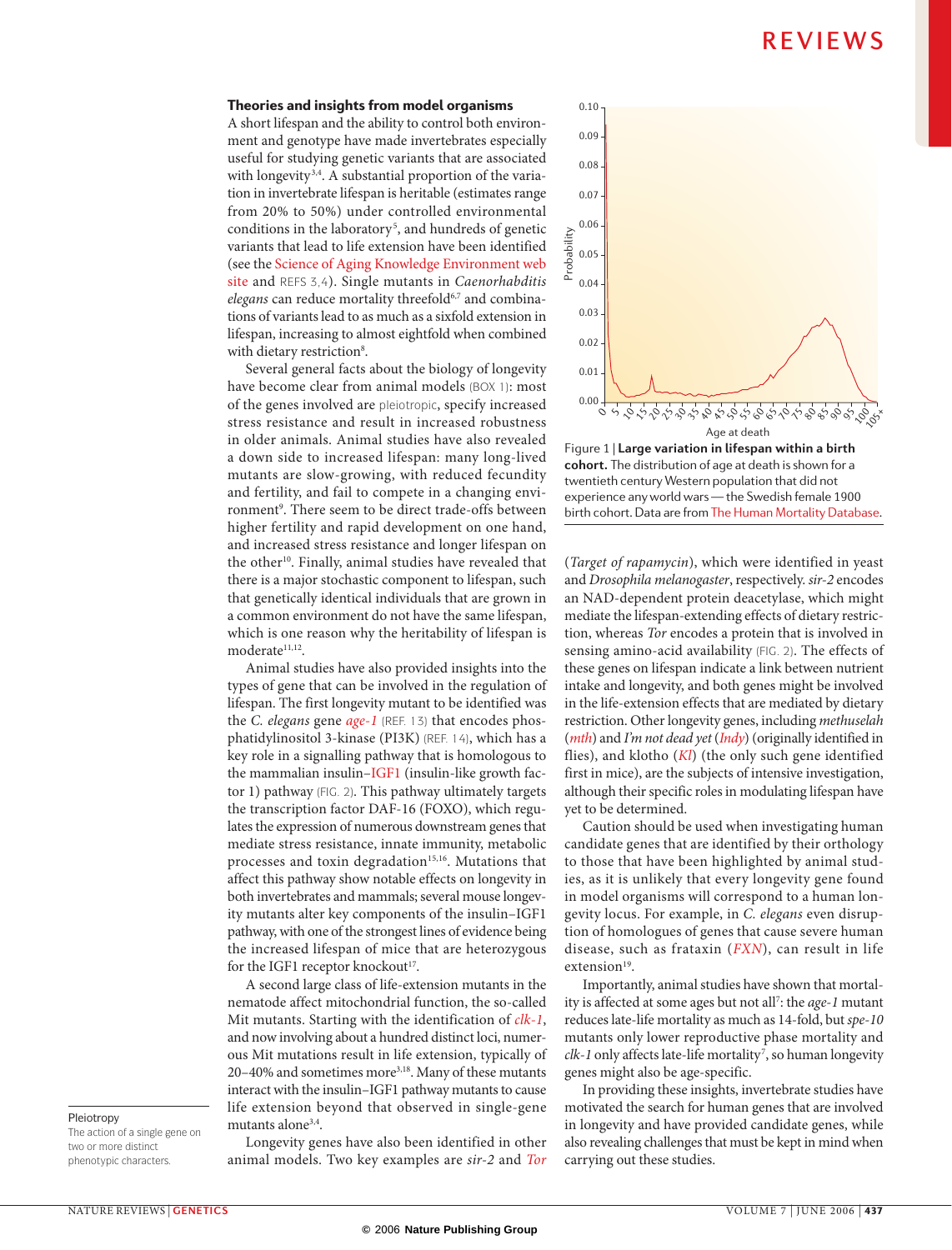## Theories and insights from model organisms

A short lifespan and the ability to control both environment and genotype have made invertebrates especially useful for studying genetic variants that are associated with longevity[3,4]. A substantial proportion of the variation in invertebrate lifespan is heritable (estimates range from 20% to 50%) under controlled environmental conditions in the laboratory[5], and hundreds of genetic variants that lead to life extension have been identified (see the Science of Aging Knowledge Environment web site and REFS 3,4). Single mutants in *Caenorhabditis elegans* can reduce mortality threefold[6,7] and combinations of variants lead to as much as a sixfold extension in lifespan, increasing to almost eightfold when combined with dietary restriction[8].

Several general facts about the biology of longevity have become clear from animal models (BOX 1): most of the genes involved are pleiotropic, specify increased stress resistance and result in increased robustness in older animals. Animal studies have also revealed a down side to increased lifespan: many long-lived mutants are slow-growing, with reduced fecundity and fertility, and fail to compete in a changing environment[9]. There seem to be direct trade-offs between higher fertility and rapid development on one hand, and increased stress resistance and longer lifespan on the other[10]. Finally, animal studies have revealed that there is a major stochastic component to lifespan, such that genetically identical individuals that are grown in a common environment do not have the same lifespan, which is one reason why the heritability of lifespan is moderate[11,12].

Animal studies have also provided insights into the types of gene that can be involved in the regulation of lifespan. The first longevity mutant to be identified was the *C. elegans* gene *age-1* (REF. 13) that encodes phosphatidylinositol 3-kinase (PI3K) (REF. 14), which has a key role in a signalling pathway that is homologous to the mammalian insulin–IGF1 (insulin-like growth factor 1) pathway (FIG. 2). This pathway ultimately targets the transcription factor DAF-16 (FOXO), which regulates the expression of numerous downstream genes that mediate stress resistance, innate immunity, metabolic processes and toxin degradation[15,16]. Mutations that affect this pathway show notable effects on longevity in both invertebrates and mammals; several mouse longevity mutants alter key components of the insulin–IGF1 pathway, with one of the strongest lines of evidence being the increased lifespan of mice that are heterozygous for the IGF1 receptor knockout[17].

A second large class of life-extension mutants in the nematode affect mitochondrial function, the so-called Mit mutants. Starting with the identification of *clk-1*, and now involving about a hundred distinct loci, numerous Mit mutations result in life extension, typically of 20–40% and sometimes more[3,18]. Many of these mutants interact with the insulin–IGF1 pathway mutants to cause life extension beyond that observed in single-gene mutants alone[3,4].

Longevity genes have also been identified in other animal models. Two key examples are *sir-2* and *Tor* (*Target of rapamycin*), which were identified in yeast and *Drosophila melanogaster*, respectively. *sir-2* encodes an NAD-dependent protein deacetylase, which might mediate the lifespan-extending effects of dietary restriction, whereas *Tor* encodes a protein that is involved in sensing amino-acid availability (FIG. 2). The effects of these genes on lifespan indicate a link between nutrient intake and longevity, and both genes might be involved in the life-extension effects that are mediated by dietary restriction. Other longevity genes, including *methuselah* (*mth*) and *I'm not dead yet* (*Indy*) (originally identified in flies), and klotho (*Kl*) (the only such gene identified first in mice), are the subjects of intensive investigation, although their specific roles in modulating lifespan have yet to be determined.

Caution should be used when investigating human candidate genes that are identified by their orthology to those that have been highlighted by animal studies, as it is unlikely that every longevity gene found in model organisms will correspond to a human longevity locus. For example, in *C. elegans* even disruption of homologues of genes that cause severe human disease, such as frataxin (*FXN*), can result in life extension[19].

Importantly, animal studies have shown that mortality is affected at some ages but not all[7]: the *age-1* mutant reduces late-life mortality as much as 14-fold, but *spe-10* mutants only lower reproductive phase mortality and *clk-1* only affects late-life mortality[7], so human longevity genes might also be age-specific.

In providing these insights, invertebrate studies have motivated the search for human genes that are involved in longevity and have provided candidate genes, while also revealing challenges that must be kept in mind when carrying out these studies.

Figure 1 | **Large variation in lifespan within a birth cohort.** The distribution of age at death is shown for a twentieth century Western population that did not experience any world wars — the Swedish female 1900 birth cohort. Data are from The Human Mortality Database.

Pleiotropy
The action of a single gene on two or more distinct phenotypic characters.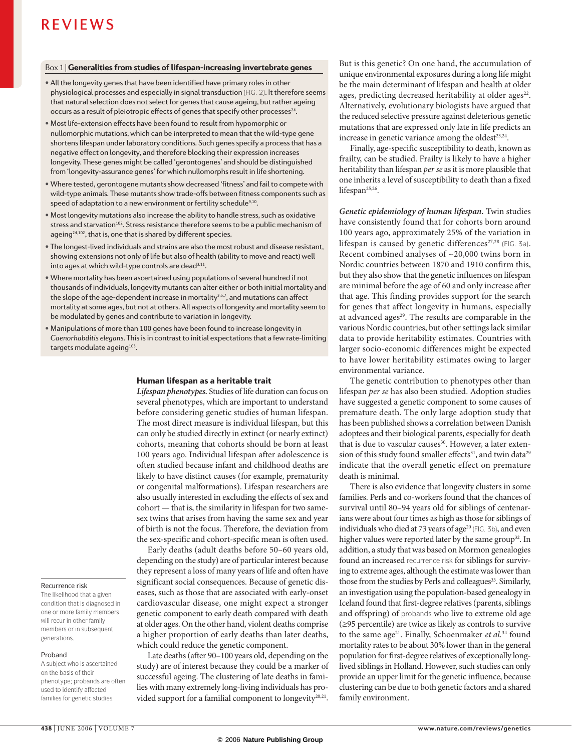## Box 1 | Generalities from studies of lifespan-increasing invertebrate genes

- All the longevity genes that have been identified have primary roles in other physiological processes and especially in signal transduction (FIG. 2). It therefore seems that natural selection does not select for genes that cause ageing, but rather ageing occurs as a result of pleiotropic effects of genes that specify other processes[24].
- Most life-extension effects have been found to result from hypomorphic or nullomorphic mutations, which can be interpreted to mean that the wild-type gene shortens lifespan under laboratory conditions. Such genes specify a process that has a negative effect on longevity, and therefore blocking their expression increases longevity. These genes might be called 'gerontogenes' and should be distinguished from 'longevity-assurance genes' for which nullomorphs result in life shortening.
- Where tested, gerontogene mutants show decreased 'fitness' and fail to compete with wild-type animals. These mutants show trade-offs between fitness components such as speed of adaptation to a new environment or fertility schedule[9,10].
- Most longevity mutations also increase the ability to handle stress, such as oxidative stress and starvation[102]. Stress resistance therefore seems to be a public mechanism of ageing[24,102], that is, one that is shared by different species.
- The longest-lived individuals and strains are also the most robust and disease resistant, showing extensions not only of life but also of health (ability to move and react) well into ages at which wild-type controls are dead[3,11].
- Where mortality has been ascertained using populations of several hundred if not thousands of individuals, longevity mutants can alter either or both initial mortality and the slope of the age-dependent increase in mortality[3,6,7], and mutations can affect mortality at some ages, but not at others. All aspects of longevity and mortality seem to be modulated by genes and contribute to variation in longevity.
- Manipulations of more than 100 genes have been found to increase longevity in *Caenorhabditis elegans*. This is in contrast to initial expectations that a few rate-limiting targets modulate ageing[103].

## Human lifespan as a heritable trait

***Lifespan phenotypes.*** Studies of life duration can focus on several phenotypes, which are important to understand before considering genetic studies of human lifespan. The most direct measure is individual lifespan, but this can only be studied directly in extinct (or nearly extinct) cohorts, meaning that cohorts should be born at least 100 years ago. Individual lifespan after adolescence is often studied because infant and childhood deaths are likely to have distinct causes (for example, prematurity or congenital malformations). Lifespan researchers are also usually interested in excluding the effects of sex and cohort — that is, the similarity in lifespan for two same-sex twins that arises from having the same sex and year of birth is not the focus. Therefore, the deviation from the sex-specific and cohort-specific mean is often used.

Early deaths (adult deaths before 50–60 years old, depending on the study) are of particular interest because they represent a loss of many years of life and often have significant social consequences. Because of genetic diseases, such as those that are associated with early-onset cardiovascular disease, one might expect a stronger genetic component to early death compared with death at older ages. On the other hand, violent deaths comprise a higher proportion of early deaths than later deaths, which could reduce the genetic component.

Late deaths (after 90–100 years old, depending on the study) are of interest because they could be a marker of successful ageing. The clustering of late deaths in families with many extremely long-living individuals has provided support for a familial component to longevity[20,21].

But is this genetic? On one hand, the accumulation of unique environmental exposures during a long life might be the main determinant of lifespan and health at older ages, predicting decreased heritability at older ages[22]. Alternatively, evolutionary biologists have argued that the reduced selective pressure against deleterious genetic mutations that are expressed only late in life predicts an increase in genetic variance among the oldest[23,24].

Finally, age-specific susceptibility to death, known as frailty, can be studied. Frailty is likely to have a higher heritability than lifespan *per se* as it is more plausible that one inherits a level of susceptibility to death than a fixed lifespan[25,26].

***Genetic epidemiology of human lifespan.*** Twin studies have consistently found that for cohorts born around 100 years ago, approximately 25% of the variation in lifespan is caused by genetic differences[27,28] (FIG. 3a). Recent combined analyses of ~20,000 twins born in Nordic countries between 1870 and 1910 confirm this, but they also show that the genetic influences on lifespan are minimal before the age of 60 and only increase after that age. This finding provides support for the search for genes that affect longevity in humans, especially at advanced ages[29]. The results are comparable in the various Nordic countries, but other settings lack similar data to provide heritability estimates. Countries with larger socio-economic differences might be expected to have lower heritability estimates owing to larger environmental variance.

The genetic contribution to phenotypes other than lifespan *per se* has also been studied. Adoption studies have suggested a genetic component to some causes of premature death. The only large adoption study that has been published shows a correlation between Danish adoptees and their biological parents, especially for death that is due to vascular causes[30]. However, a later extension of this study found smaller effects[31], and twin data[29] indicate that the overall genetic effect on premature death is minimal.

There is also evidence that longevity clusters in some families. Perls and co-workers found that the chances of survival until 80–94 years old for siblings of centenarians were about four times as high as those for siblings of individuals who died at 73 years of age[20] (FIG. 3b), and even higher values were reported later by the same group[32]. In addition, a study that was based on Mormon genealogies found an increased recurrence risk for siblings for surviving to extreme ages, although the estimate was lower than those from the studies by Perls and colleagues[33]. Similarly, an investigation using the population-based genealogy in Iceland found that first-degree relatives (parents, siblings and offspring) of probands who live to extreme old age (≥95 percentile) are twice as likely as controls to survive to the same age[21]. Finally, Schoenmaker *et al.*[34] found mortality rates to be about 30% lower than in the general population for first-degree relatives of exceptionally long-lived siblings in Holland. However, such studies can only provide an upper limit for the genetic influence, because clustering can be due to both genetic factors and a shared family environment.

**Recurrence risk**
The likelihood that a given condition that is diagnosed in one or more family members will recur in other family members or in subsequent generations.

**Proband**
A subject who is ascertained on the basis of their phenotype; probands are often used to identify affected families for genetic studies.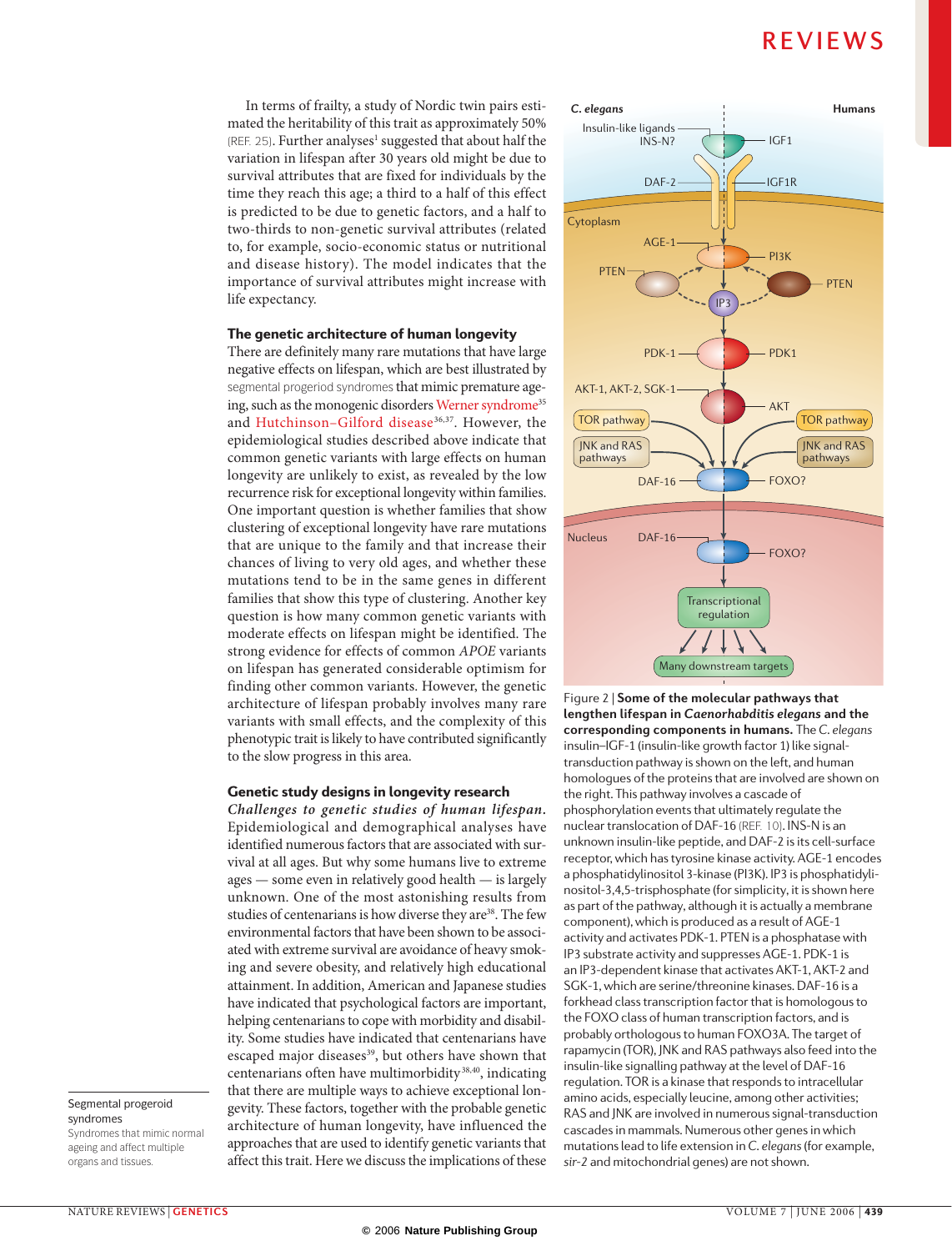In terms of frailty, a study of Nordic twin pairs estimated the heritability of this trait as approximately 50% (REF. 25). Further analyses[1] suggested that about half the variation in lifespan after 30 years old might be due to survival attributes that are fixed for individuals by the time they reach this age; a third to a half of this effect is predicted to be due to genetic factors, and a half to two-thirds to non-genetic survival attributes (related to, for example, socio-economic status or nutritional and disease history). The model indicates that the importance of survival attributes might increase with life expectancy.

### The genetic architecture of human longevity

There are definitely many rare mutations that have large negative effects on lifespan, which are best illustrated by segmental progeroid syndromes that mimic premature ageing, such as the monogenic disorders Werner syndrome[35] and Hutchinson–Gilford disease[36,37]. However, the epidemiological studies described above indicate that common genetic variants with large effects on human longevity are unlikely to exist, as revealed by the low recurrence risk for exceptional longevity within families. One important question is whether families that show clustering of exceptional longevity have rare mutations that are unique to the family and that increase their chances of living to very old ages, and whether these mutations tend to be in the same genes in different families that show this type of clustering. Another key question is how many common genetic variants with moderate effects on lifespan might be identified. The strong evidence for effects of common *APOE* variants on lifespan has generated considerable optimism for finding other common variants. However, the genetic architecture of lifespan probably involves many rare variants with small effects, and the complexity of this phenotypic trait is likely to have contributed significantly to the slow progress in this area.

### Genetic study designs in longevity research

***Challenges to genetic studies of human lifespan.*** Epidemiological and demographical analyses have identified numerous factors that are associated with survival at all ages. But why some humans live to extreme ages — some even in relatively good health — is largely unknown. One of the most astonishing results from studies of centenarians is how diverse they are[38]. The few environmental factors that have been shown to be associated with extreme survival are avoidance of heavy smoking and severe obesity, and relatively high educational attainment. In addition, American and Japanese studies have indicated that psychological factors are important, helping centenarians to cope with morbidity and disability. Some studies have indicated that centenarians have escaped major diseases[39], but others have shown that centenarians often have multimorbidity[38,40], indicating that there are multiple ways to achieve exceptional longevity. These factors, together with the probable genetic architecture of human longevity, have influenced the approaches that are used to identify genetic variants that affect this trait. Here we discuss the implications of these

Segmental progeroid syndromes
Syndromes that mimic normal ageing and affect multiple organs and tissues.

C. elegans
Humans
Insulin-like ligands INS-N?
IGF1
DAF-2
IGF1R
Cytoplasm
AGE-1
PI3K
PTEN
PTEN
IP3
PDK-1
PDK1
AKT-1, AKT-2, SGK-1
AKT
TOR pathway
TOR pathway
JNK and RAS pathways
JNK and RAS pathways
DAF-16
FOXO?
Nucleus
DAF-16
FOXO?
Transcriptional regulation
Many downstream targets

Figure 2 | **Some of the molecular pathways that lengthen lifespan in *Caenorhabditis elegans* and the corresponding components in humans.** The *C. elegans* insulin–IGF-1 (insulin-like growth factor 1) like signal-transduction pathway is shown on the left, and human homologues of the proteins that are involved are shown on the right. This pathway involves a cascade of phosphorylation events that ultimately regulate the nuclear translocation of DAF-16 (REF. 10). INS-N is an unknown insulin-like peptide, and DAF-2 is its cell-surface receptor, which has tyrosine kinase activity. AGE-1 encodes a phosphatidylinositol 3-kinase (PI3K). IP3 is phosphatidylinositol-3,4,5-trisphosphate (for simplicity, it is shown here as part of the pathway, although it is actually a membrane component), which is produced as a result of AGE-1 activity and activates PDK-1. PTEN is a phosphatase with IP3 substrate activity and suppresses AGE-1. PDK-1 is an IP3-dependent kinase that activates AKT-1, AKT-2 and SGK-1, which are serine/threonine kinases. DAF-16 is a forkhead class transcription factor that is homologous to the FOXO class of human transcription factors, and is probably orthologous to human FOXO3A. The target of rapamycin (TOR), JNK and RAS pathways also feed into the insulin-like signalling pathway at the level of DAF-16 regulation. TOR is a kinase that responds to intracellular amino acids, especially leucine, among other activities; RAS and JNK are involved in numerous signal-transduction cascades in mammals. Numerous other genes in which mutations lead to life extension in *C. elegans* (for example, *sir-2* and mitochondrial genes) are not shown.